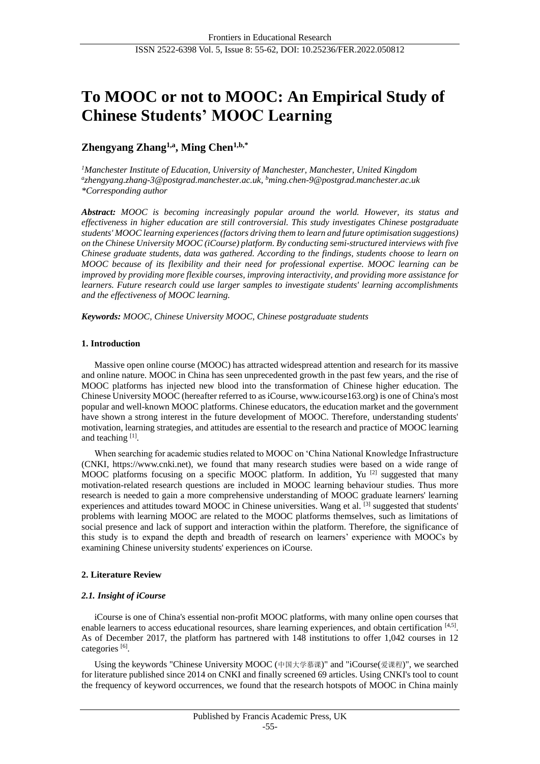# To MOOC or not to MOOC: An Empirical Study of Chinese Students' MOOC Learning

**Zhengyang Zhang[1,a], Ming Chen[1,b,*]**

*[1]Manchester Institute of Education, University of Manchester, Manchester, United Kingdom*
*[a]zhengyang.zhang-3@postgrad.manchester.ac.uk, [b]ming.chen-9@postgrad.manchester.ac.uk*
**Corresponding author*

***Abstract:** MOOC is becoming increasingly popular around the world. However, its status and effectiveness in higher education are still controversial. This study investigates Chinese postgraduate students' MOOC learning experiences (factors driving them to learn and future optimisation suggestions) on the Chinese University MOOC (iCourse) platform. By conducting semi-structured interviews with five Chinese graduate students, data was gathered. According to the findings, students choose to learn on MOOC because of its flexibility and their need for professional expertise. MOOC learning can be improved by providing more flexible courses, improving interactivity, and providing more assistance for learners. Future research could use larger samples to investigate students' learning accomplishments and the effectiveness of MOOC learning.*

***Keywords:** MOOC, Chinese University MOOC, Chinese postgraduate students*

## 1. Introduction

Massive open online course (MOOC) has attracted widespread attention and research for its massive and online nature. MOOC in China has seen unprecedented growth in the past few years, and the rise of MOOC platforms has injected new blood into the transformation of Chinese higher education. The Chinese University MOOC (hereafter referred to as iCourse, www.icourse163.org) is one of China's most popular and well-known MOOC platforms. Chinese educators, the education market and the government have shown a strong interest in the future development of MOOC. Therefore, understanding students' motivation, learning strategies, and attitudes are essential to the research and practice of MOOC learning and teaching [1].

When searching for academic studies related to MOOC on 'China National Knowledge Infrastructure (CNKI, https://www.cnki.net), we found that many research studies were based on a wide range of MOOC platforms focusing on a specific MOOC platform. In addition, Yu [2] suggested that many motivation-related research questions are included in MOOC learning behaviour studies. Thus more research is needed to gain a more comprehensive understanding of MOOC graduate learners' learning experiences and attitudes toward MOOC in Chinese universities. Wang et al. [3] suggested that students' problems with learning MOOC are related to the MOOC platforms themselves, such as limitations of social presence and lack of support and interaction within the platform. Therefore, the significance of this study is to expand the depth and breadth of research on learners' experience with MOOCs by examining Chinese university students' experiences on iCourse.

## 2. Literature Review

### *2.1. Insight of iCourse*

iCourse is one of China's essential non-profit MOOC platforms, with many online open courses that enable learners to access educational resources, share learning experiences, and obtain certification [4,5]. As of December 2017, the platform has partnered with 148 institutions to offer 1,042 courses in 12 categories [6].

Using the keywords "Chinese University MOOC (中国大学慕课)" and "iCourse(爱课程)", we searched for literature published since 2014 on CNKI and finally screened 69 articles. Using CNKI's tool to count the frequency of keyword occurrences, we found that the research hotspots of MOOC in China mainly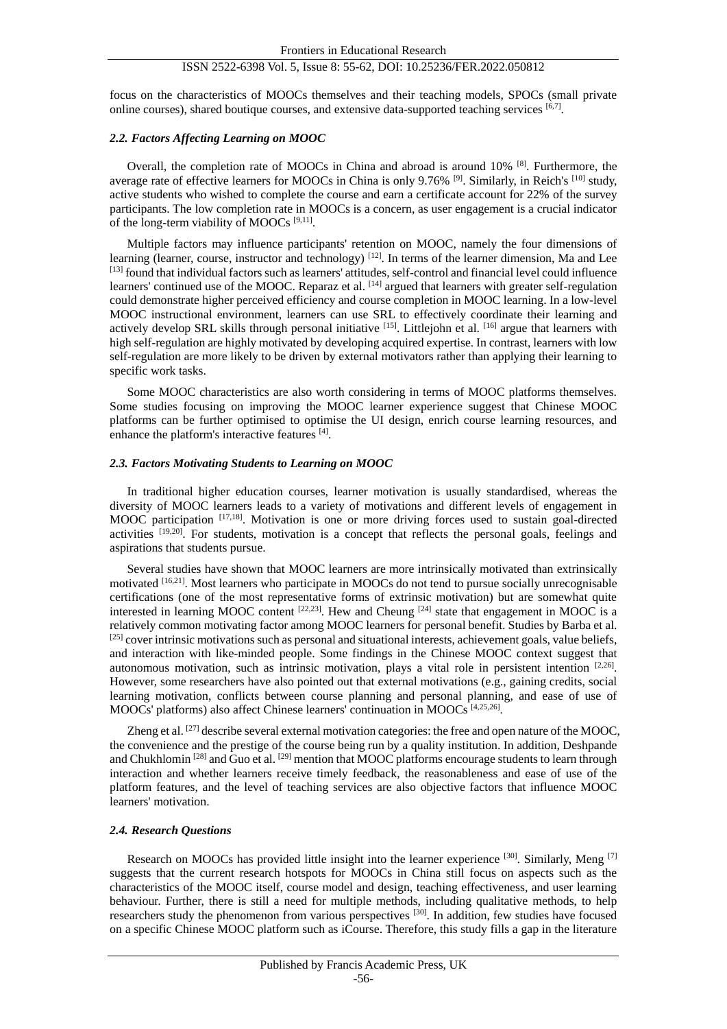focus on the characteristics of MOOCs themselves and their teaching models, SPOCs (small private online courses), shared boutique courses, and extensive data-supported teaching services [6,7].

### *2.2. Factors Affecting Learning on MOOC*

Overall, the completion rate of MOOCs in China and abroad is around 10% [8]. Furthermore, the average rate of effective learners for MOOCs in China is only 9.76% [9]. Similarly, in Reich's [10] study, active students who wished to complete the course and earn a certificate account for 22% of the survey participants. The low completion rate in MOOCs is a concern, as user engagement is a crucial indicator of the long-term viability of MOOCs [9,11].

Multiple factors may influence participants' retention on MOOC, namely the four dimensions of learning (learner, course, instructor and technology) [12]. In terms of the learner dimension, Ma and Lee [13] found that individual factors such as learners' attitudes, self-control and financial level could influence learners' continued use of the MOOC. Reparaz et al. [14] argued that learners with greater self-regulation could demonstrate higher perceived efficiency and course completion in MOOC learning. In a low-level MOOC instructional environment, learners can use SRL to effectively coordinate their learning and actively develop SRL skills through personal initiative [15]. Littlejohn et al. [16] argue that learners with high self-regulation are highly motivated by developing acquired expertise. In contrast, learners with low self-regulation are more likely to be driven by external motivators rather than applying their learning to specific work tasks.

Some MOOC characteristics are also worth considering in terms of MOOC platforms themselves. Some studies focusing on improving the MOOC learner experience suggest that Chinese MOOC platforms can be further optimised to optimise the UI design, enrich course learning resources, and enhance the platform's interactive features [4].

### *2.3. Factors Motivating Students to Learning on MOOC*

In traditional higher education courses, learner motivation is usually standardised, whereas the diversity of MOOC learners leads to a variety of motivations and different levels of engagement in MOOC participation [17,18]. Motivation is one or more driving forces used to sustain goal-directed activities [19,20]. For students, motivation is a concept that reflects the personal goals, feelings and aspirations that students pursue.

Several studies have shown that MOOC learners are more intrinsically motivated than extrinsically motivated [16,21]. Most learners who participate in MOOCs do not tend to pursue socially unrecognisable certifications (one of the most representative forms of extrinsic motivation) but are somewhat quite interested in learning MOOC content [22,23]. Hew and Cheung [24] state that engagement in MOOC is a relatively common motivating factor among MOOC learners for personal benefit. Studies by Barba et al. [25] cover intrinsic motivations such as personal and situational interests, achievement goals, value beliefs, and interaction with like-minded people. Some findings in the Chinese MOOC context suggest that autonomous motivation, such as intrinsic motivation, plays a vital role in persistent intention [2,26]. However, some researchers have also pointed out that external motivations (e.g., gaining credits, social learning motivation, conflicts between course planning and personal planning, and ease of use of MOOCs' platforms) also affect Chinese learners' continuation in MOOCs [4,25,26].

Zheng et al. [27] describe several external motivation categories: the free and open nature of the MOOC, the convenience and the prestige of the course being run by a quality institution. In addition, Deshpande and Chukhlomin [28] and Guo et al. [29] mention that MOOC platforms encourage students to learn through interaction and whether learners receive timely feedback, the reasonableness and ease of use of the platform features, and the level of teaching services are also objective factors that influence MOOC learners' motivation.

### *2.4. Research Questions*

Research on MOOCs has provided little insight into the learner experience [30]. Similarly, Meng [7] suggests that the current research hotspots for MOOCs in China still focus on aspects such as the characteristics of the MOOC itself, course model and design, teaching effectiveness, and user learning behaviour. Further, there is still a need for multiple methods, including qualitative methods, to help researchers study the phenomenon from various perspectives [30]. In addition, few studies have focused on a specific Chinese MOOC platform such as iCourse. Therefore, this study fills a gap in the literature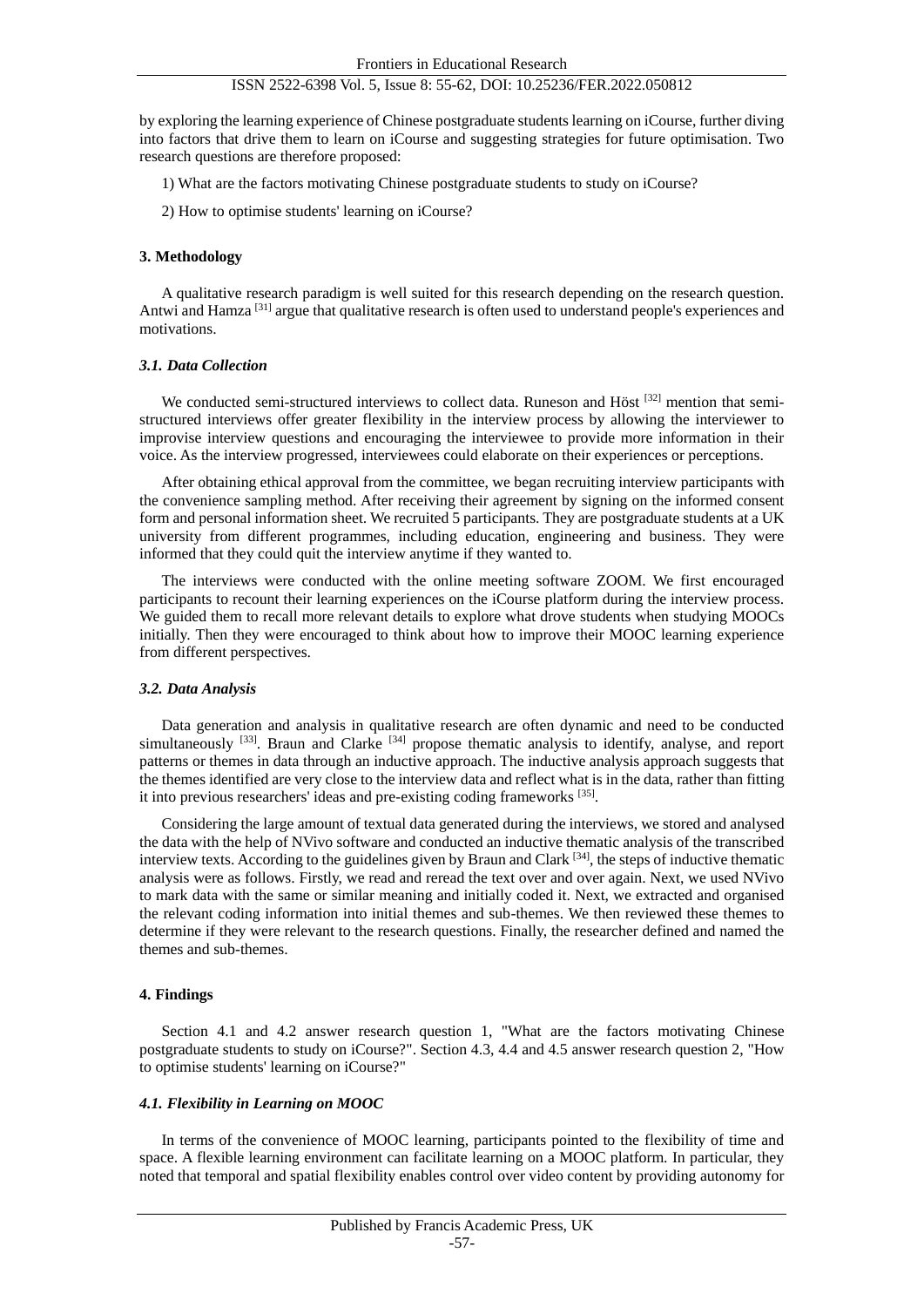by exploring the learning experience of Chinese postgraduate students learning on iCourse, further diving into factors that drive them to learn on iCourse and suggesting strategies for future optimisation. Two research questions are therefore proposed:

1) What are the factors motivating Chinese postgraduate students to study on iCourse?

2) How to optimise students' learning on iCourse?

## 3. Methodology

A qualitative research paradigm is well suited for this research depending on the research question. Antwi and Hamza [31] argue that qualitative research is often used to understand people's experiences and motivations.

### *3.1. Data Collection*

We conducted semi-structured interviews to collect data. Runeson and Höst [32] mention that semi-structured interviews offer greater flexibility in the interview process by allowing the interviewer to improvise interview questions and encouraging the interviewee to provide more information in their voice. As the interview progressed, interviewees could elaborate on their experiences or perceptions.

After obtaining ethical approval from the committee, we began recruiting interview participants with the convenience sampling method. After receiving their agreement by signing on the informed consent form and personal information sheet. We recruited 5 participants. They are postgraduate students at a UK university from different programmes, including education, engineering and business. They were informed that they could quit the interview anytime if they wanted to.

The interviews were conducted with the online meeting software ZOOM. We first encouraged participants to recount their learning experiences on the iCourse platform during the interview process. We guided them to recall more relevant details to explore what drove students when studying MOOCs initially. Then they were encouraged to think about how to improve their MOOC learning experience from different perspectives.

### *3.2. Data Analysis*

Data generation and analysis in qualitative research are often dynamic and need to be conducted simultaneously [33]. Braun and Clarke [34] propose thematic analysis to identify, analyse, and report patterns or themes in data through an inductive approach. The inductive analysis approach suggests that the themes identified are very close to the interview data and reflect what is in the data, rather than fitting it into previous researchers' ideas and pre-existing coding frameworks [35].

Considering the large amount of textual data generated during the interviews, we stored and analysed the data with the help of NVivo software and conducted an inductive thematic analysis of the transcribed interview texts. According to the guidelines given by Braun and Clark [34], the steps of inductive thematic analysis were as follows. Firstly, we read and reread the text over and over again. Next, we used NVivo to mark data with the same or similar meaning and initially coded it. Next, we extracted and organised the relevant coding information into initial themes and sub-themes. We then reviewed these themes to determine if they were relevant to the research questions. Finally, the researcher defined and named the themes and sub-themes.

## 4. Findings

Section 4.1 and 4.2 answer research question 1, "What are the factors motivating Chinese postgraduate students to study on iCourse?". Section 4.3, 4.4 and 4.5 answer research question 2, "How to optimise students' learning on iCourse?"

### *4.1. Flexibility in Learning on MOOC*

In terms of the convenience of MOOC learning, participants pointed to the flexibility of time and space. A flexible learning environment can facilitate learning on a MOOC platform. In particular, they noted that temporal and spatial flexibility enables control over video content by providing autonomy for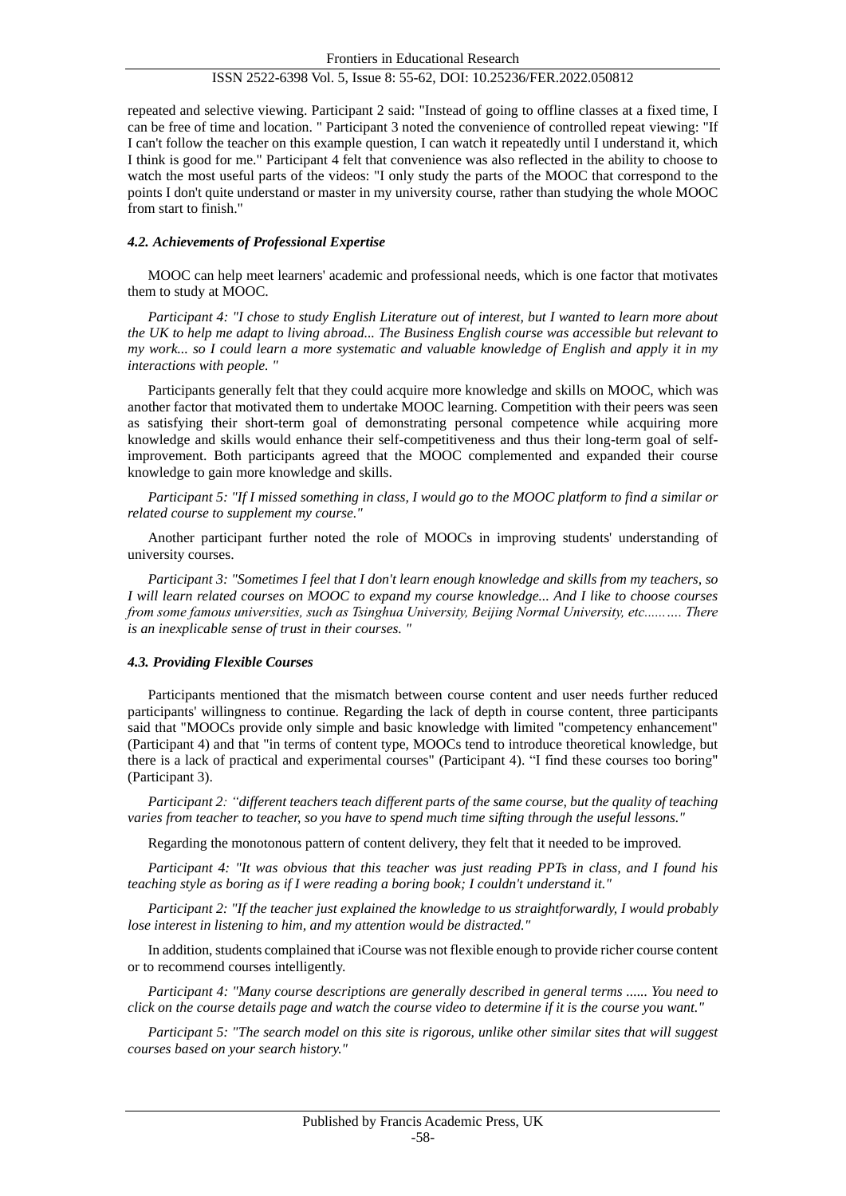repeated and selective viewing. Participant 2 said: "Instead of going to offline classes at a fixed time, I can be free of time and location. " Participant 3 noted the convenience of controlled repeat viewing: "If I can't follow the teacher on this example question, I can watch it repeatedly until I understand it, which I think is good for me." Participant 4 felt that convenience was also reflected in the ability to choose to watch the most useful parts of the videos: "I only study the parts of the MOOC that correspond to the points I don't quite understand or master in my university course, rather than studying the whole MOOC from start to finish."

### *4.2. Achievements of Professional Expertise*

MOOC can help meet learners' academic and professional needs, which is one factor that motivates them to study at MOOC.

*Participant 4: "I chose to study English Literature out of interest, but I wanted to learn more about the UK to help me adapt to living abroad... The Business English course was accessible but relevant to my work... so I could learn a more systematic and valuable knowledge of English and apply it in my interactions with people. "*

Participants generally felt that they could acquire more knowledge and skills on MOOC, which was another factor that motivated them to undertake MOOC learning. Competition with their peers was seen as satisfying their short-term goal of demonstrating personal competence while acquiring more knowledge and skills would enhance their self-competitiveness and thus their long-term goal of self-improvement. Both participants agreed that the MOOC complemented and expanded their course knowledge to gain more knowledge and skills.

*Participant 5: "If I missed something in class, I would go to the MOOC platform to find a similar or related course to supplement my course."*

Another participant further noted the role of MOOCs in improving students' understanding of university courses.

*Participant 3: "Sometimes I feel that I don't learn enough knowledge and skills from my teachers, so I will learn related courses on MOOC to expand my course knowledge... And I like to choose courses from some famous universities, such as Tsinghua University, Beijing Normal University, etc.......... There is an inexplicable sense of trust in their courses. "*

### *4.3. Providing Flexible Courses*

Participants mentioned that the mismatch between course content and user needs further reduced participants' willingness to continue. Regarding the lack of depth in course content, three participants said that "MOOCs provide only simple and basic knowledge with limited "competency enhancement" (Participant 4) and that "in terms of content type, MOOCs tend to introduce theoretical knowledge, but there is a lack of practical and experimental courses" (Participant 4). "I find these courses too boring" (Participant 3).

*Participant 2: "different teachers teach different parts of the same course, but the quality of teaching varies from teacher to teacher, so you have to spend much time sifting through the useful lessons."*

Regarding the monotonous pattern of content delivery, they felt that it needed to be improved.

*Participant 4: "It was obvious that this teacher was just reading PPTs in class, and I found his teaching style as boring as if I were reading a boring book; I couldn't understand it."*

*Participant 2: "If the teacher just explained the knowledge to us straightforwardly, I would probably lose interest in listening to him, and my attention would be distracted."*

In addition, students complained that iCourse was not flexible enough to provide richer course content or to recommend courses intelligently.

*Participant 4: "Many course descriptions are generally described in general terms ...... You need to click on the course details page and watch the course video to determine if it is the course you want."*

*Participant 5: "The search model on this site is rigorous, unlike other similar sites that will suggest courses based on your search history."*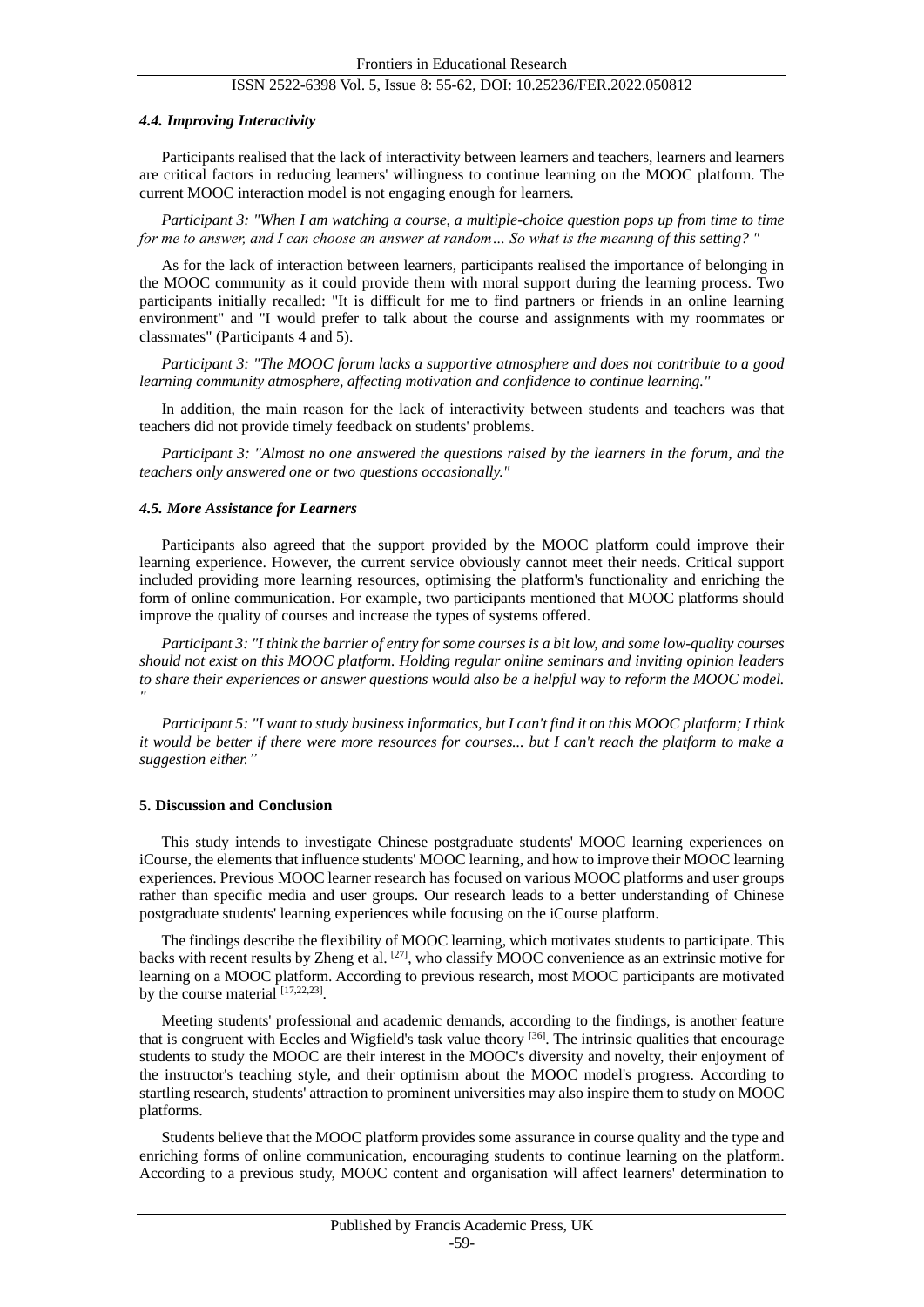### *4.4. Improving Interactivity*

Participants realised that the lack of interactivity between learners and teachers, learners and learners are critical factors in reducing learners' willingness to continue learning on the MOOC platform. The current MOOC interaction model is not engaging enough for learners.

*Participant 3: "When I am watching a course, a multiple-choice question pops up from time to time for me to answer, and I can choose an answer at random… So what is the meaning of this setting? "*

As for the lack of interaction between learners, participants realised the importance of belonging in the MOOC community as it could provide them with moral support during the learning process. Two participants initially recalled: "It is difficult for me to find partners or friends in an online learning environment" and "I would prefer to talk about the course and assignments with my roommates or classmates" (Participants 4 and 5).

*Participant 3: "The MOOC forum lacks a supportive atmosphere and does not contribute to a good learning community atmosphere, affecting motivation and confidence to continue learning."*

In addition, the main reason for the lack of interactivity between students and teachers was that teachers did not provide timely feedback on students' problems.

*Participant 3: "Almost no one answered the questions raised by the learners in the forum, and the teachers only answered one or two questions occasionally."*

### *4.5. More Assistance for Learners*

Participants also agreed that the support provided by the MOOC platform could improve their learning experience. However, the current service obviously cannot meet their needs. Critical support included providing more learning resources, optimising the platform's functionality and enriching the form of online communication. For example, two participants mentioned that MOOC platforms should improve the quality of courses and increase the types of systems offered.

*Participant 3: "I think the barrier of entry for some courses is a bit low, and some low-quality courses should not exist on this MOOC platform. Holding regular online seminars and inviting opinion leaders to share their experiences or answer questions would also be a helpful way to reform the MOOC model. "*

*Participant 5: "I want to study business informatics, but I can't find it on this MOOC platform; I think it would be better if there were more resources for courses... but I can't reach the platform to make a suggestion either."*

## **5. Discussion and Conclusion**

This study intends to investigate Chinese postgraduate students' MOOC learning experiences on iCourse, the elements that influence students' MOOC learning, and how to improve their MOOC learning experiences. Previous MOOC learner research has focused on various MOOC platforms and user groups rather than specific media and user groups. Our research leads to a better understanding of Chinese postgraduate students' learning experiences while focusing on the iCourse platform.

The findings describe the flexibility of MOOC learning, which motivates students to participate. This backs with recent results by Zheng et al. [27], who classify MOOC convenience as an extrinsic motive for learning on a MOOC platform. According to previous research, most MOOC participants are motivated by the course material [17,22,23].

Meeting students' professional and academic demands, according to the findings, is another feature that is congruent with Eccles and Wigfield's task value theory [36]. The intrinsic qualities that encourage students to study the MOOC are their interest in the MOOC's diversity and novelty, their enjoyment of the instructor's teaching style, and their optimism about the MOOC model's progress. According to startling research, students' attraction to prominent universities may also inspire them to study on MOOC platforms.

Students believe that the MOOC platform provides some assurance in course quality and the type and enriching forms of online communication, encouraging students to continue learning on the platform. According to a previous study, MOOC content and organisation will affect learners' determination to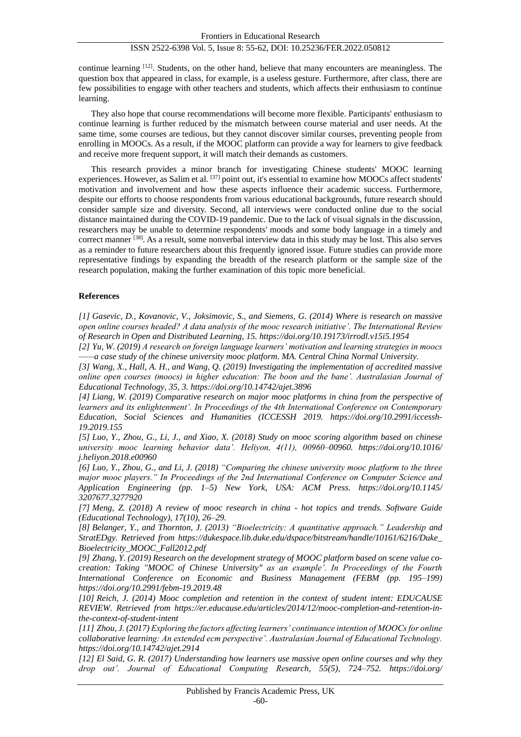continue learning [12]. Students, on the other hand, believe that many encounters are meaningless. The question box that appeared in class, for example, is a useless gesture. Furthermore, after class, there are few possibilities to engage with other teachers and students, which affects their enthusiasm to continue learning.

They also hope that course recommendations will become more flexible. Participants' enthusiasm to continue learning is further reduced by the mismatch between course material and user needs. At the same time, some courses are tedious, but they cannot discover similar courses, preventing people from enrolling in MOOCs. As a result, if the MOOC platform can provide a way for learners to give feedback and receive more frequent support, it will match their demands as customers.

This research provides a minor branch for investigating Chinese students' MOOC learning experiences. However, as Salim et al. [37] point out, it's essential to examine how MOOCs affect students' motivation and involvement and how these aspects influence their academic success. Furthermore, despite our efforts to choose respondents from various educational backgrounds, future research should consider sample size and diversity. Second, all interviews were conducted online due to the social distance maintained during the COVID-19 pandemic. Due to the lack of visual signals in the discussion, researchers may be unable to determine respondents' moods and some body language in a timely and correct manner [38]. As a result, some nonverbal interview data in this study may be lost. This also serves as a reminder to future researchers about this frequently ignored issue. Future studies can provide more representative findings by expanding the breadth of the research platform or the sample size of the research population, making the further examination of this topic more beneficial.

**References**

*[1] Gasevic, D., Kovanovic, V., Joksimovic, S., and Siemens, G. (2014) Where is research on massive open online courses headed? A data analysis of the mooc research initiative'. The International Review of Research in Open and Distributed Learning, 15. https://doi.org/10.19173/irrodl.v15i5.1954*

*[2] Yu, W. (2019) A research on foreign language learners' motivation and learning strategies in moocs ——a case study of the chinese university mooc platform. MA. Central China Normal University.*

*[3] Wang, X., Hall, A. H., and Wang, Q. (2019) Investigating the implementation of accredited massive online open courses (moocs) in higher education: The boon and the bane'. Australasian Journal of Educational Technology, 35, 3. https://doi.org/10.14742/ajet.3896*

*[4] Liang, W. (2019) Comparative research on major mooc platforms in china from the perspective of learners and its enlightenment'. In Proceedings of the 4th International Conference on Contemporary Education, Social Sciences and Humanities (ICCESSH 2019. https://doi.org/10.2991/iccessh-19.2019.155*

*[5] Luo, Y., Zhou, G., Li, J., and Xiao, X. (2018) Study on mooc scoring algorithm based on chinese university mooc learning behavior data'. Heliyon, 4(11), 00960–00960. https://doi.org/10.1016/j.heliyon.2018.e00960*

*[6] Luo, Y., Zhou, G., and Li, J. (2018) "Comparing the chinese university mooc platform to the three major mooc players." In Proceedings of the 2nd International Conference on Computer Science and Application Engineering (pp. 1–5) New York, USA: ACM Press. https://doi.org/10.1145/3207677.3277920*

*[7] Meng, Z. (2018) A review of mooc research in china - hot topics and trends. Software Guide (Educational Technology), 17(10), 26–29.*

*[8] Belanger, Y., and Thornton, J. (2013) "Bioelectricity: A quantitative approach." Leadership and StratEDgy. Retrieved from https://dukespace.lib.duke.edu/dspace/bitstream/handle/10161/6216/Duke_Bioelectricity_MOOC_Fall2012.pdf*

*[9] Zhang, Y. (2019) Research on the development strategy of MOOC platform based on scene value co-creation: Taking "MOOC of Chinese University" as an example'. In Proceedings of the Fourth International Conference on Economic and Business Management (FEBM (pp. 195–199) https://doi.org/10.2991/febm-19.2019.48*

*[10] Reich, J. (2014) Mooc completion and retention in the context of student intent: EDUCAUSE REVIEW. Retrieved from https://er.educause.edu/articles/2014/12/mooc-completion-and-retention-in-the-context-of-student-intent*

*[11] Zhou, J. (2017) Exploring the factors affecting learners' continuance intention of MOOCs for online collaborative learning: An extended ecm perspective'. Australasian Journal of Educational Technology. https://doi.org/10.14742/ajet.2914*

*[12] El Said, G. R. (2017) Understanding how learners use massive open online courses and why they drop out'. Journal of Educational Computing Research, 55(5), 724–752. https://doi.org/*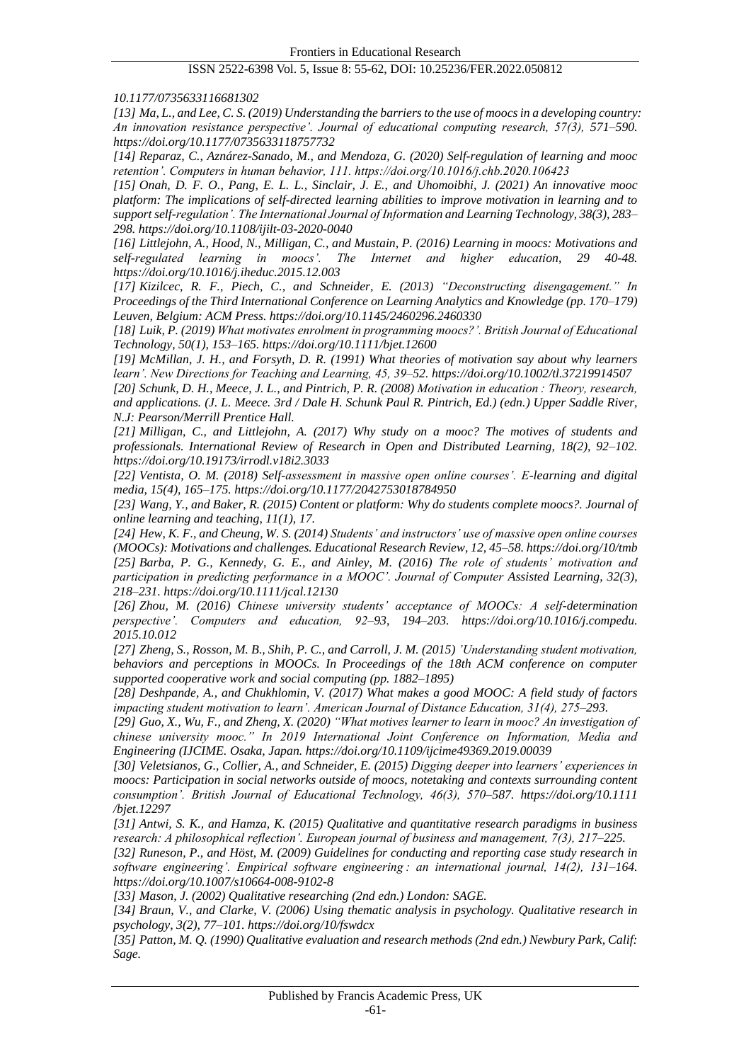*10.1177/0735633116681302*

*[13] Ma, L., and Lee, C. S. (2019) Understanding the barriers to the use of moocs in a developing country: An innovation resistance perspective'. Journal of educational computing research, 57(3), 571–590. https://doi.org/10.1177/0735633118757732*

*[14] Reparaz, C., Aznárez-Sanado, M., and Mendoza, G. (2020) Self-regulation of learning and mooc retention'. Computers in human behavior, 111. https://doi.org/10.1016/j.chb.2020.106423*

*[15] Onah, D. F. O., Pang, E. L. L., Sinclair, J. E., and Uhomoibhi, J. (2021) An innovative mooc platform: The implications of self-directed learning abilities to improve motivation in learning and to support self-regulation'. The International Journal of Information and Learning Technology, 38(3), 283–298. https://doi.org/10.1108/ijilt-03-2020-0040*

*[16] Littlejohn, A., Hood, N., Milligan, C., and Mustain, P. (2016) Learning in moocs: Motivations and self-regulated learning in moocs'. The Internet and higher education, 29 40-48. https://doi.org/10.1016/j.iheduc.2015.12.003*

*[17] Kizilcec, R. F., Piech, C., and Schneider, E. (2013) "Deconstructing disengagement." In Proceedings of the Third International Conference on Learning Analytics and Knowledge (pp. 170–179) Leuven, Belgium: ACM Press. https://doi.org/10.1145/2460296.2460330*

*[18] Luik, P. (2019) What motivates enrolment in programming moocs?'. British Journal of Educational Technology, 50(1), 153–165. https://doi.org/10.1111/bjet.12600*

*[19] McMillan, J. H., and Forsyth, D. R. (1991) What theories of motivation say about why learners learn'. New Directions for Teaching and Learning, 45, 39–52. https://doi.org/10.1002/tl.37219914507*

*[20] Schunk, D. H., Meece, J. L., and Pintrich, P. R. (2008) Motivation in education : Theory, research, and applications. (J. L. Meece. 3rd / Dale H. Schunk Paul R. Pintrich, Ed.) (edn.) Upper Saddle River, N.J: Pearson/Merrill Prentice Hall.*

*[21] Milligan, C., and Littlejohn, A. (2017) Why study on a mooc? The motives of students and professionals. International Review of Research in Open and Distributed Learning, 18(2), 92–102. https://doi.org/10.19173/irrodl.v18i2.3033*

*[22] Ventista, O. M. (2018) Self-assessment in massive open online courses'. E-learning and digital media, 15(4), 165–175. https://doi.org/10.1177/2042753018784950*

*[23] Wang, Y., and Baker, R. (2015) Content or platform: Why do students complete moocs?. Journal of online learning and teaching, 11(1), 17.*

*[24] Hew, K. F., and Cheung, W. S. (2014) Students' and instructors' use of massive open online courses (MOOCs): Motivations and challenges. Educational Research Review, 12, 45–58. https://doi.org/10/tmb*

*[25] Barba, P. G., Kennedy, G. E., and Ainley, M. (2016) The role of students' motivation and participation in predicting performance in a MOOC'. Journal of Computer Assisted Learning, 32(3), 218–231. https://doi.org/10.1111/jcal.12130*

*[26] Zhou, M. (2016) Chinese university students' acceptance of MOOCs: A self-determination perspective'. Computers and education, 92–93, 194–203. https://doi.org/10.1016/j.compedu. 2015.10.012*

*[27] Zheng, S., Rosson, M. B., Shih, P. C., and Carroll, J. M. (2015) 'Understanding student motivation, behaviors and perceptions in MOOCs. In Proceedings of the 18th ACM conference on computer supported cooperative work and social computing (pp. 1882–1895)*

*[28] Deshpande, A., and Chukhlomin, V. (2017) What makes a good MOOC: A field study of factors impacting student motivation to learn'. American Journal of Distance Education, 31(4), 275–293.*

*[29] Guo, X., Wu, F., and Zheng, X. (2020) "What motives learner to learn in mooc? An investigation of chinese university mooc." In 2019 International Joint Conference on Information, Media and Engineering (IJCIME. Osaka, Japan. https://doi.org/10.1109/ijcime49369.2019.00039*

*[30] Veletsianos, G., Collier, A., and Schneider, E. (2015) Digging deeper into learners' experiences in moocs: Participation in social networks outside of moocs, notetaking and contexts surrounding content consumption'. British Journal of Educational Technology, 46(3), 570–587. https://doi.org/10.1111 /bjet.12297*

*[31] Antwi, S. K., and Hamza, K. (2015) Qualitative and quantitative research paradigms in business research: A philosophical reflection'. European journal of business and management, 7(3), 217–225.*

*[32] Runeson, P., and Höst, M. (2009) Guidelines for conducting and reporting case study research in software engineering'. Empirical software engineering : an international journal, 14(2), 131–164. https://doi.org/10.1007/s10664-008-9102-8*

*[33] Mason, J. (2002) Qualitative researching (2nd edn.) London: SAGE.*

*[34] Braun, V., and Clarke, V. (2006) Using thematic analysis in psychology. Qualitative research in psychology, 3(2), 77–101. https://doi.org/10/fswdcx*

*[35] Patton, M. Q. (1990) Qualitative evaluation and research methods (2nd edn.) Newbury Park, Calif: Sage.*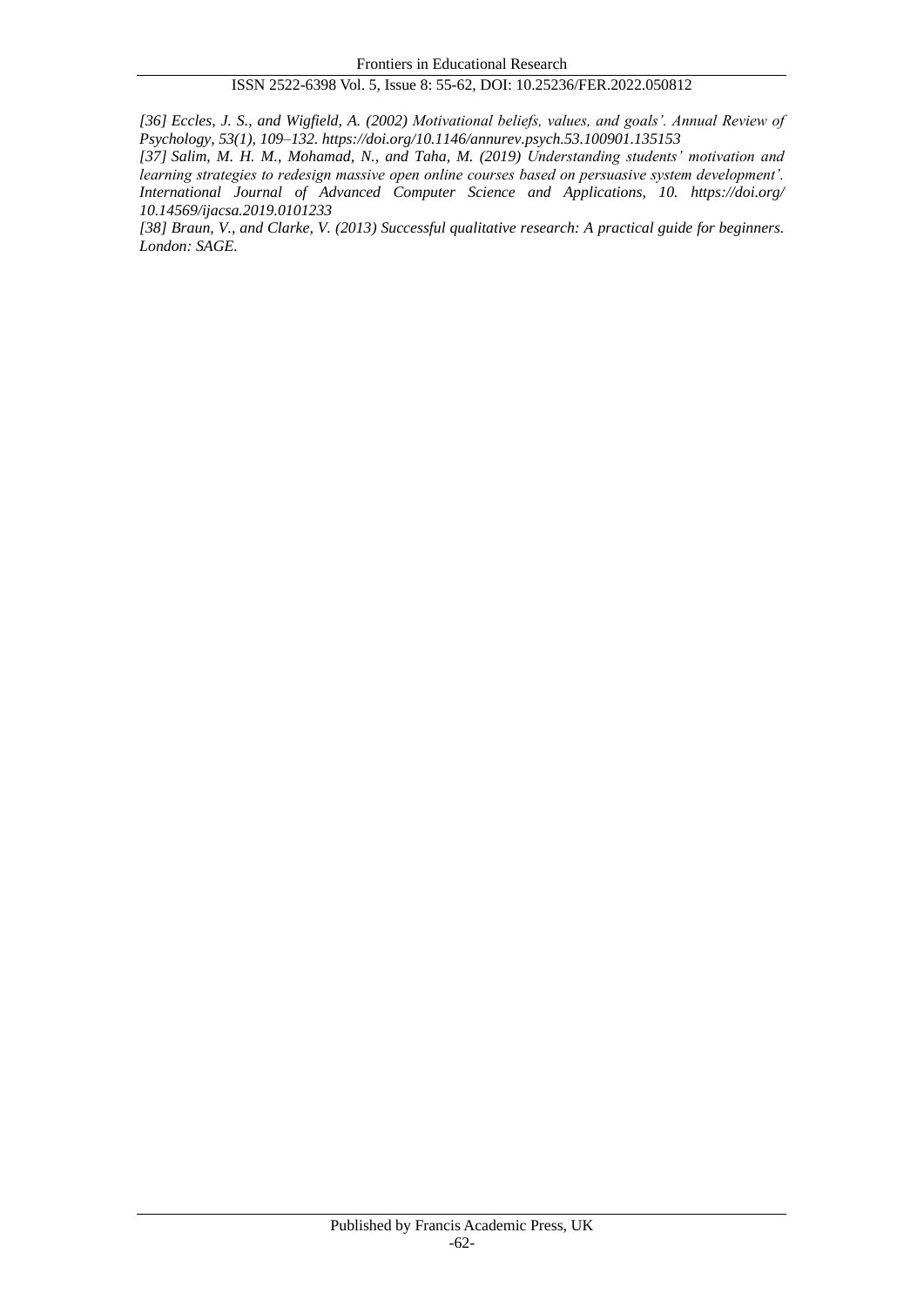*[36] Eccles, J. S., and Wigfield, A. (2002) Motivational beliefs, values, and goals'. Annual Review of Psychology, 53(1), 109–132. https://doi.org/10.1146/annurev.psych.53.100901.135153*

*[37] Salim, M. H. M., Mohamad, N., and Taha, M. (2019) Understanding students' motivation and learning strategies to redesign massive open online courses based on persuasive system development'. International Journal of Advanced Computer Science and Applications, 10. https://doi.org/ 10.14569/ijacsa.2019.0101233*

*[38] Braun, V., and Clarke, V. (2013) Successful qualitative research: A practical guide for beginners. London: SAGE.*